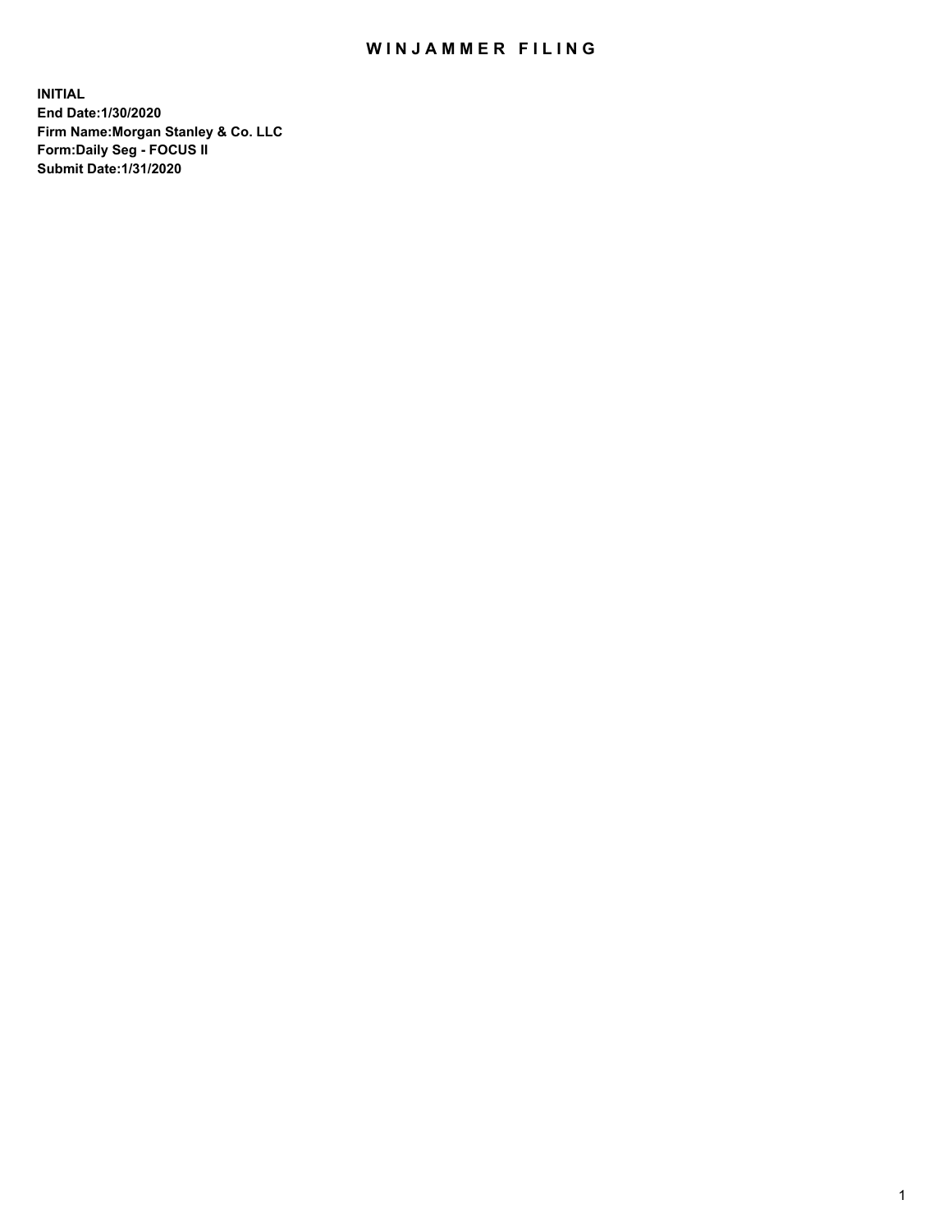# WINJAMMER FILING

**INITIAL**
**End Date:1/30/2020**
**Firm Name:Morgan Stanley & Co. LLC**
**Form:Daily Seg - FOCUS II**
**Submit Date:1/31/2020**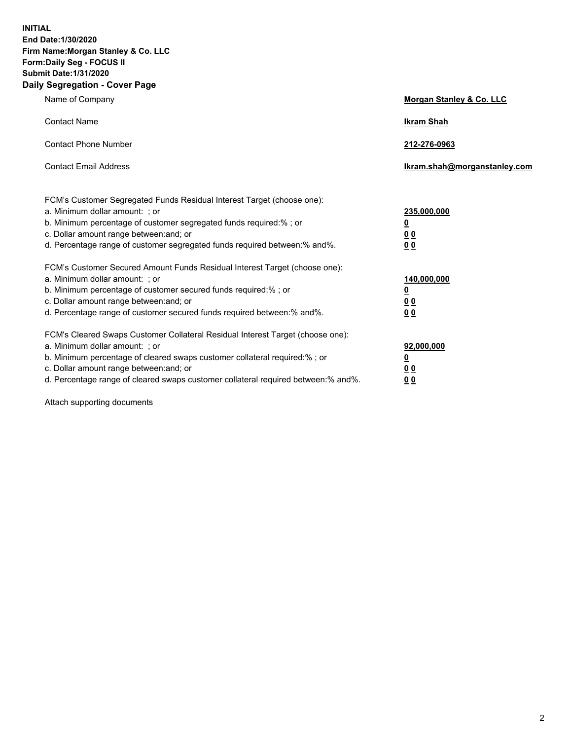**INITIAL**
**End Date:1/30/2020**
**Firm Name:Morgan Stanley & Co. LLC**
**Form:Daily Seg - FOCUS II**
**Submit Date:1/31/2020**
**Daily Segregation - Cover Page**

| | |
|---|---|
| Name of Company | **Morgan Stanley & Co. LLC** |
| Contact Name | **Ikram Shah** |
| Contact Phone Number | **212-276-0963** |
| Contact Email Address | **Ikram.shah@morganstanley.com** |

| | |
|---|---|
| FCM's Customer Segregated Funds Residual Interest Target (choose one): | |
| a. Minimum dollar amount: ; or | **235,000,000** |
| b. Minimum percentage of customer segregated funds required:% ; or | **0** |
| c. Dollar amount range between:and; or | **0 0** |
| d. Percentage range of customer segregated funds required between:% and%. | **0 0** |
| FCM's Customer Secured Amount Funds Residual Interest Target (choose one): | |
| a. Minimum dollar amount: ; or | **140,000,000** |
| b. Minimum percentage of customer secured funds required:% ; or | **0** |
| c. Dollar amount range between:and; or | **0 0** |
| d. Percentage range of customer secured funds required between:% and%. | **0 0** |
| FCM's Cleared Swaps Customer Collateral Residual Interest Target (choose one): | |
| a. Minimum dollar amount: ; or | **92,000,000** |
| b. Minimum percentage of cleared swaps customer collateral required:% ; or | **0** |
| c. Dollar amount range between:and; or | **0 0** |
| d. Percentage range of cleared swaps customer collateral required between:% and%. | **0 0** |

Attach supporting documents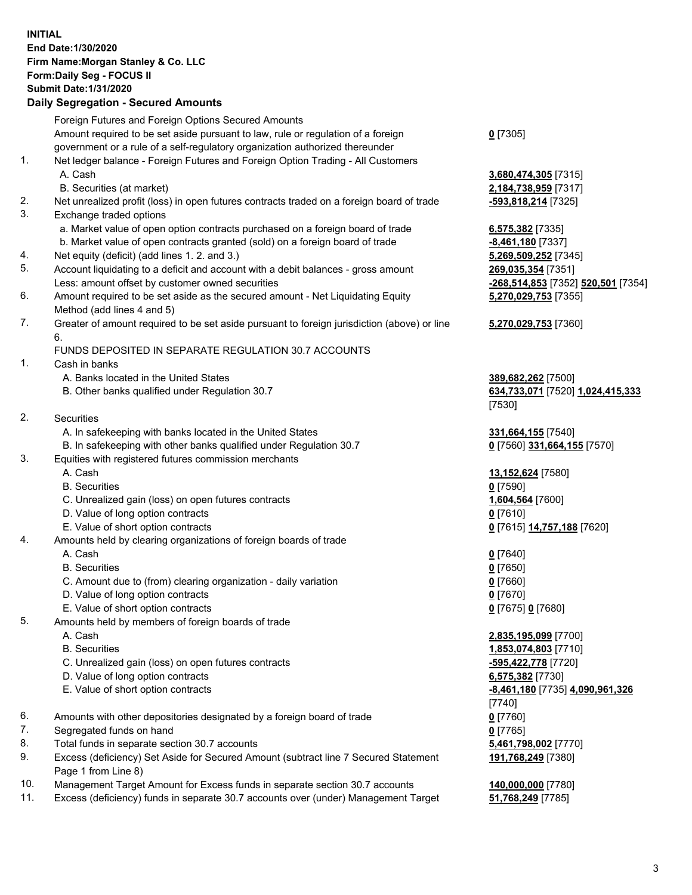**INITIAL**
**End Date:1/30/2020**
**Firm Name:Morgan Stanley & Co. LLC**
**Form:Daily Seg - FOCUS II**
**Submit Date:1/31/2020**

## Daily Segregation - Secured Amounts

| | | |
|---|---|---|
| | Foreign Futures and Foreign Options Secured Amounts | |
| | Amount required to be set aside pursuant to law, rule or regulation of a foreign government or a rule of a self-regulatory organization authorized thereunder | **0** [7305] |
| 1. | Net ledger balance - Foreign Futures and Foreign Option Trading - All Customers | |
| | A. Cash | **3,680,474,305** [7315] |
| | B. Securities (at market) | **2,184,738,959** [7317] |
| 2. | Net unrealized profit (loss) in open futures contracts traded on a foreign board of trade | **-593,818,214** [7325] |
| 3. | Exchange traded options | |
| | a. Market value of open option contracts purchased on a foreign board of trade | **6,575,382** [7335] |
| | b. Market value of open contracts granted (sold) on a foreign board of trade | **-8,461,180** [7337] |
| 4. | Net equity (deficit) (add lines 1. 2. and 3.) | **5,269,509,252** [7345] |
| 5. | Account liquidating to a deficit and account with a debit balances - gross amount | **269,035,354** [7351] |
| | Less: amount offset by customer owned securities | **-268,514,853** [7352] **520,501** [7354] |
| 6. | Amount required to be set aside as the secured amount - Net Liquidating Equity Method (add lines 4 and 5) | **5,270,029,753** [7355] |
| 7. | Greater of amount required to be set aside pursuant to foreign jurisdiction (above) or line 6. | **5,270,029,753** [7360] |
| | FUNDS DEPOSITED IN SEPARATE REGULATION 30.7 ACCOUNTS | |
| 1. | Cash in banks | |
| | A. Banks located in the United States | **389,682,262** [7500] |
| | B. Other banks qualified under Regulation 30.7 | **634,733,071** [7520] **1,024,415,333** [7530] |
| 2. | Securities | |
| | A. In safekeeping with banks located in the United States | **331,664,155** [7540] |
| | B. In safekeeping with other banks qualified under Regulation 30.7 | **0** [7560] **331,664,155** [7570] |
| 3. | Equities with registered futures commission merchants | |
| | A. Cash | **13,152,624** [7580] |
| | B. Securities | **0** [7590] |
| | C. Unrealized gain (loss) on open futures contracts | **1,604,564** [7600] |
| | D. Value of long option contracts | **0** [7610] |
| | E. Value of short option contracts | **0** [7615] **14,757,188** [7620] |
| 4. | Amounts held by clearing organizations of foreign boards of trade | |
| | A. Cash | **0** [7640] |
| | B. Securities | **0** [7650] |
| | C. Amount due to (from) clearing organization - daily variation | **0** [7660] |
| | D. Value of long option contracts | **0** [7670] |
| | E. Value of short option contracts | **0** [7675] **0** [7680] |
| 5. | Amounts held by members of foreign boards of trade | |
| | A. Cash | **2,835,195,099** [7700] |
| | B. Securities | **1,853,074,803** [7710] |
| | C. Unrealized gain (loss) on open futures contracts | **-595,422,778** [7720] |
| | D. Value of long option contracts | **6,575,382** [7730] |
| | E. Value of short option contracts | **-8,461,180** [7735] **4,090,961,326** [7740] |
| 6. | Amounts with other depositories designated by a foreign board of trade | **0** [7760] |
| 7. | Segregated funds on hand | **0** [7765] |
| 8. | Total funds in separate section 30.7 accounts | **5,461,798,002** [7770] |
| 9. | Excess (deficiency) Set Aside for Secured Amount (subtract line 7 Secured Statement Page 1 from Line 8) | **191,768,249** [7380] |
| 10. | Management Target Amount for Excess funds in separate section 30.7 accounts | **140,000,000** [7780] |
| 11. | Excess (deficiency) funds in separate 30.7 accounts over (under) Management Target | **51,768,249** [7785] |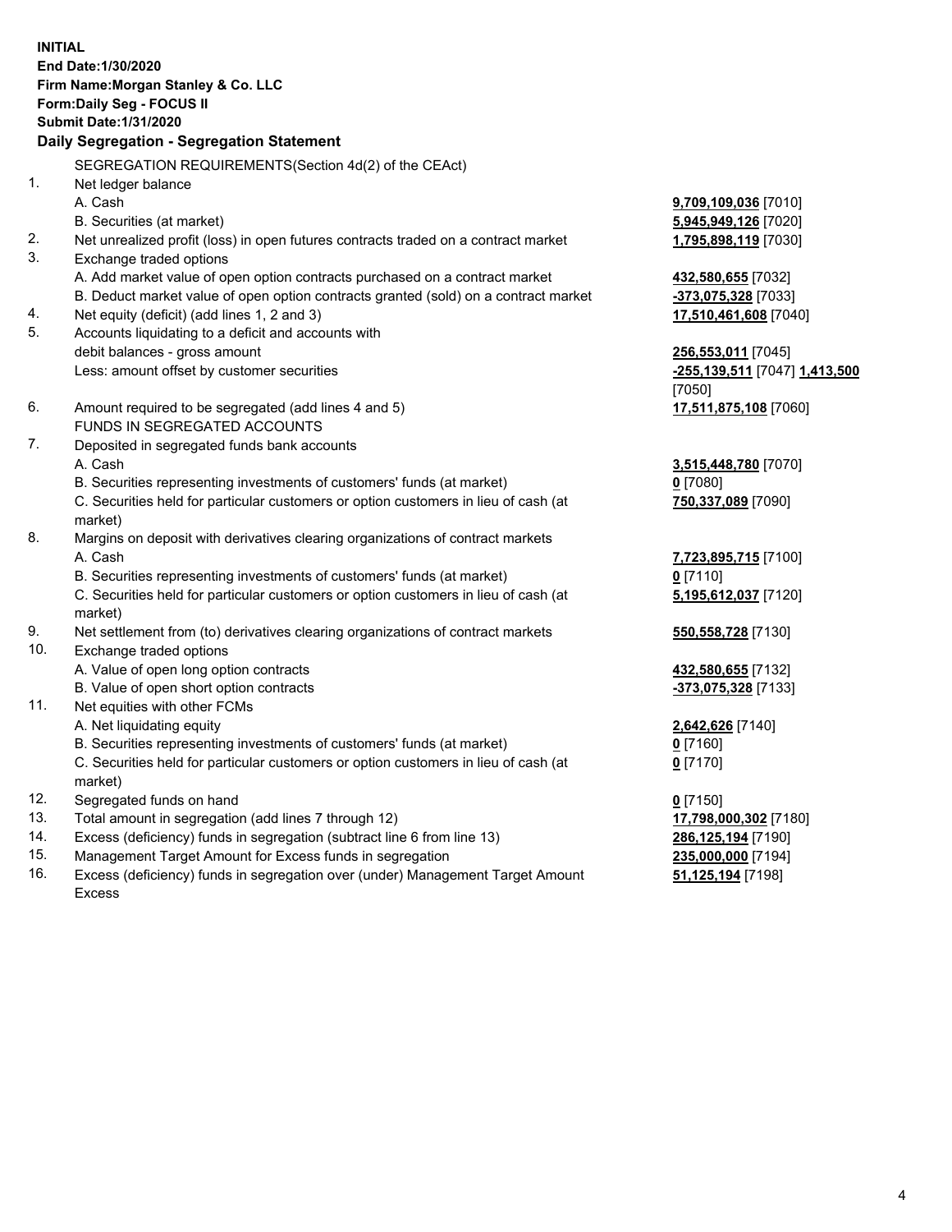**INITIAL**
**End Date:1/30/2020**
**Firm Name:Morgan Stanley & Co. LLC**
**Form:Daily Seg - FOCUS II**
**Submit Date:1/31/2020**

## Daily Segregation - Segregation Statement

SEGREGATION REQUIREMENTS(Section 4d(2) of the CEAct)

| | | |
|---|---|---|
| 1. | Net ledger balance | |
| | A. Cash | **9,709,109,036** [7010] |
| | B. Securities (at market) | **5,945,949,126** [7020] |
| 2. | Net unrealized profit (loss) in open futures contracts traded on a contract market | **1,795,898,119** [7030] |
| 3. | Exchange traded options | |
| | A. Add market value of open option contracts purchased on a contract market | **432,580,655** [7032] |
| | B. Deduct market value of open option contracts granted (sold) on a contract market | **-373,075,328** [7033] |
| 4. | Net equity (deficit) (add lines 1, 2 and 3) | **17,510,461,608** [7040] |
| 5. | Accounts liquidating to a deficit and accounts with debit balances - gross amount | **256,553,011** [7045] |
| | Less: amount offset by customer securities | **-255,139,511** [7047] **1,413,500** [7050] |
| 6. | Amount required to be segregated (add lines 4 and 5) | **17,511,875,108** [7060] |
| | FUNDS IN SEGREGATED ACCOUNTS | |
| 7. | Deposited in segregated funds bank accounts | |
| | A. Cash | **3,515,448,780** [7070] |
| | B. Securities representing investments of customers' funds (at market) | **0** [7080] |
| | C. Securities held for particular customers or option customers in lieu of cash (at market) | **750,337,089** [7090] |
| 8. | Margins on deposit with derivatives clearing organizations of contract markets | |
| | A. Cash | **7,723,895,715** [7100] |
| | B. Securities representing investments of customers' funds (at market) | **0** [7110] |
| | C. Securities held for particular customers or option customers in lieu of cash (at market) | **5,195,612,037** [7120] |
| 9. | Net settlement from (to) derivatives clearing organizations of contract markets | **550,558,728** [7130] |
| 10. | Exchange traded options | |
| | A. Value of open long option contracts | **432,580,655** [7132] |
| | B. Value of open short option contracts | **-373,075,328** [7133] |
| 11. | Net equities with other FCMs | |
| | A. Net liquidating equity | **2,642,626** [7140] |
| | B. Securities representing investments of customers' funds (at market) | **0** [7160] |
| | C. Securities held for particular customers or option customers in lieu of cash (at market) | **0** [7170] |
| 12. | Segregated funds on hand | **0** [7150] |
| 13. | Total amount in segregation (add lines 7 through 12) | **17,798,000,302** [7180] |
| 14. | Excess (deficiency) funds in segregation (subtract line 6 from line 13) | **286,125,194** [7190] |
| 15. | Management Target Amount for Excess funds in segregation | **235,000,000** [7194] |
| 16. | Excess (deficiency) funds in segregation over (under) Management Target Amount Excess | **51,125,194** [7198] |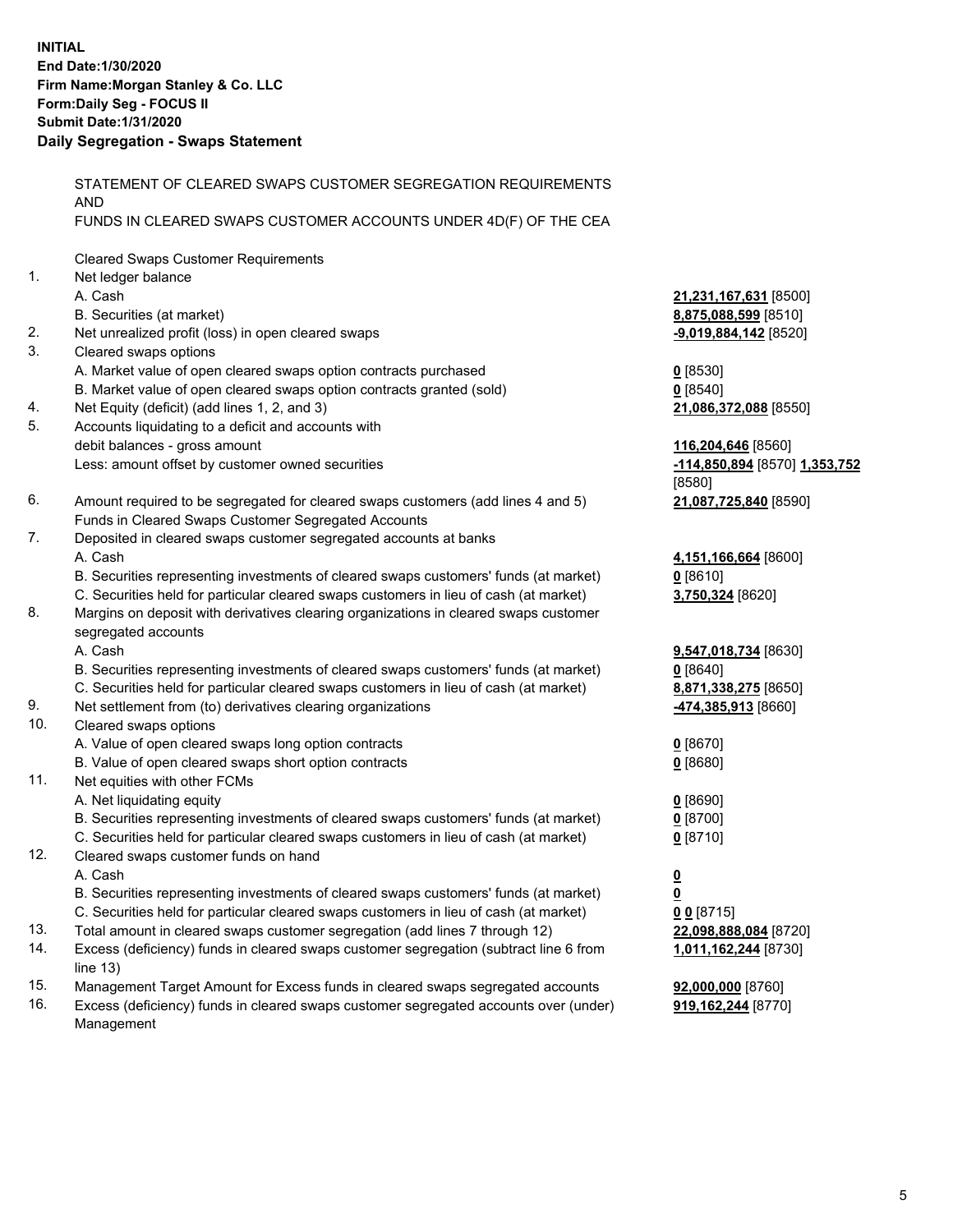**INITIAL**
**End Date:1/30/2020**
**Firm Name:Morgan Stanley & Co. LLC**
**Form:Daily Seg - FOCUS II**
**Submit Date:1/31/2020**
**Daily Segregation - Swaps Statement**

STATEMENT OF CLEARED SWAPS CUSTOMER SEGREGATION REQUIREMENTS AND FUNDS IN CLEARED SWAPS CUSTOMER ACCOUNTS UNDER 4D(F) OF THE CEA

| | | |
|---|---|---|
| | Cleared Swaps Customer Requirements | |
| 1. | Net ledger balance | |
| | A. Cash | **21,231,167,631** [8500] |
| | B. Securities (at market) | **8,875,088,599** [8510] |
| 2. | Net unrealized profit (loss) in open cleared swaps | **-9,019,884,142** [8520] |
| 3. | Cleared swaps options | |
| | A. Market value of open cleared swaps option contracts purchased | **0** [8530] |
| | B. Market value of open cleared swaps option contracts granted (sold) | **0** [8540] |
| 4. | Net Equity (deficit) (add lines 1, 2, and 3) | **21,086,372,088** [8550] |
| 5. | Accounts liquidating to a deficit and accounts with debit balances - gross amount | **116,204,646** [8560] |
| | Less: amount offset by customer owned securities | **-114,850,894** [8570] **1,353,752** [8580] |
| 6. | Amount required to be segregated for cleared swaps customers (add lines 4 and 5) | **21,087,725,840** [8590] |
| | Funds in Cleared Swaps Customer Segregated Accounts | |
| 7. | Deposited in cleared swaps customer segregated accounts at banks | |
| | A. Cash | **4,151,166,664** [8600] |
| | B. Securities representing investments of cleared swaps customers' funds (at market) | **0** [8610] |
| | C. Securities held for particular cleared swaps customers in lieu of cash (at market) | **3,750,324** [8620] |
| 8. | Margins on deposit with derivatives clearing organizations in cleared swaps customer segregated accounts | |
| | A. Cash | **9,547,018,734** [8630] |
| | B. Securities representing investments of cleared swaps customers' funds (at market) | **0** [8640] |
| | C. Securities held for particular cleared swaps customers in lieu of cash (at market) | **8,871,338,275** [8650] |
| 9. | Net settlement from (to) derivatives clearing organizations | **-474,385,913** [8660] |
| 10. | Cleared swaps options | |
| | A. Value of open cleared swaps long option contracts | **0** [8670] |
| | B. Value of open cleared swaps short option contracts | **0** [8680] |
| 11. | Net equities with other FCMs | |
| | A. Net liquidating equity | **0** [8690] |
| | B. Securities representing investments of cleared swaps customers' funds (at market) | **0** [8700] |
| | C. Securities held for particular cleared swaps customers in lieu of cash (at market) | **0** [8710] |
| 12. | Cleared swaps customer funds on hand | |
| | A. Cash | **0** |
| | B. Securities representing investments of cleared swaps customers' funds (at market) | **0** |
| | C. Securities held for particular cleared swaps customers in lieu of cash (at market) | **0** **0** [8715] |
| 13. | Total amount in cleared swaps customer segregation (add lines 7 through 12) | **22,098,888,084** [8720] |
| 14. | Excess (deficiency) funds in cleared swaps customer segregation (subtract line 6 from line 13) | **1,011,162,244** [8730] |
| 15. | Management Target Amount for Excess funds in cleared swaps segregated accounts | **92,000,000** [8760] |
| 16. | Excess (deficiency) funds in cleared swaps customer segregated accounts over (under) Management | **919,162,244** [8770] |